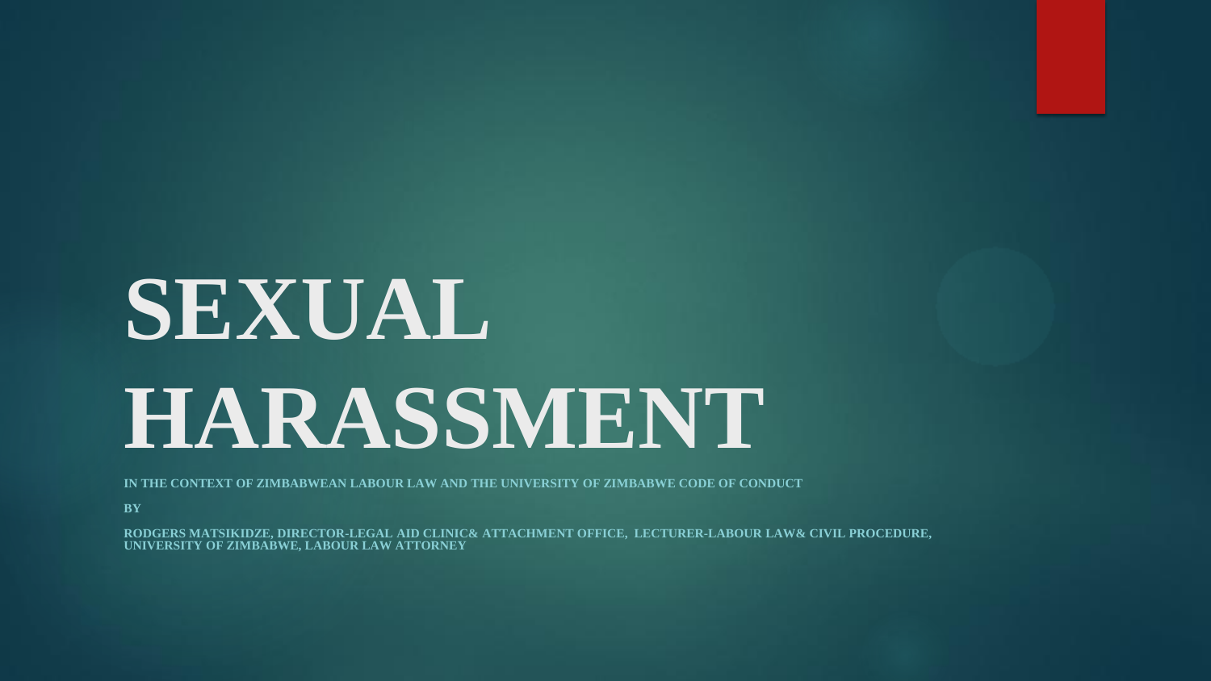# SEXUAL HARASSMENT

**IN THE CONTEXT OF ZIMBABWEAN LABOUR LAW AND THE UNIVERSITY OF ZIMBABWE CODE OF CONDUCT**

**BY**

**RODGERS MATSIKIDZE, DIRECTOR-LEGAL AID CLINIC& ATTACHMENT OFFICE, LECTURER-LABOUR LAW& CIVIL PROCEDURE, UNIVERSITY OF ZIMBABWE, LABOUR LAW ATTORNEY**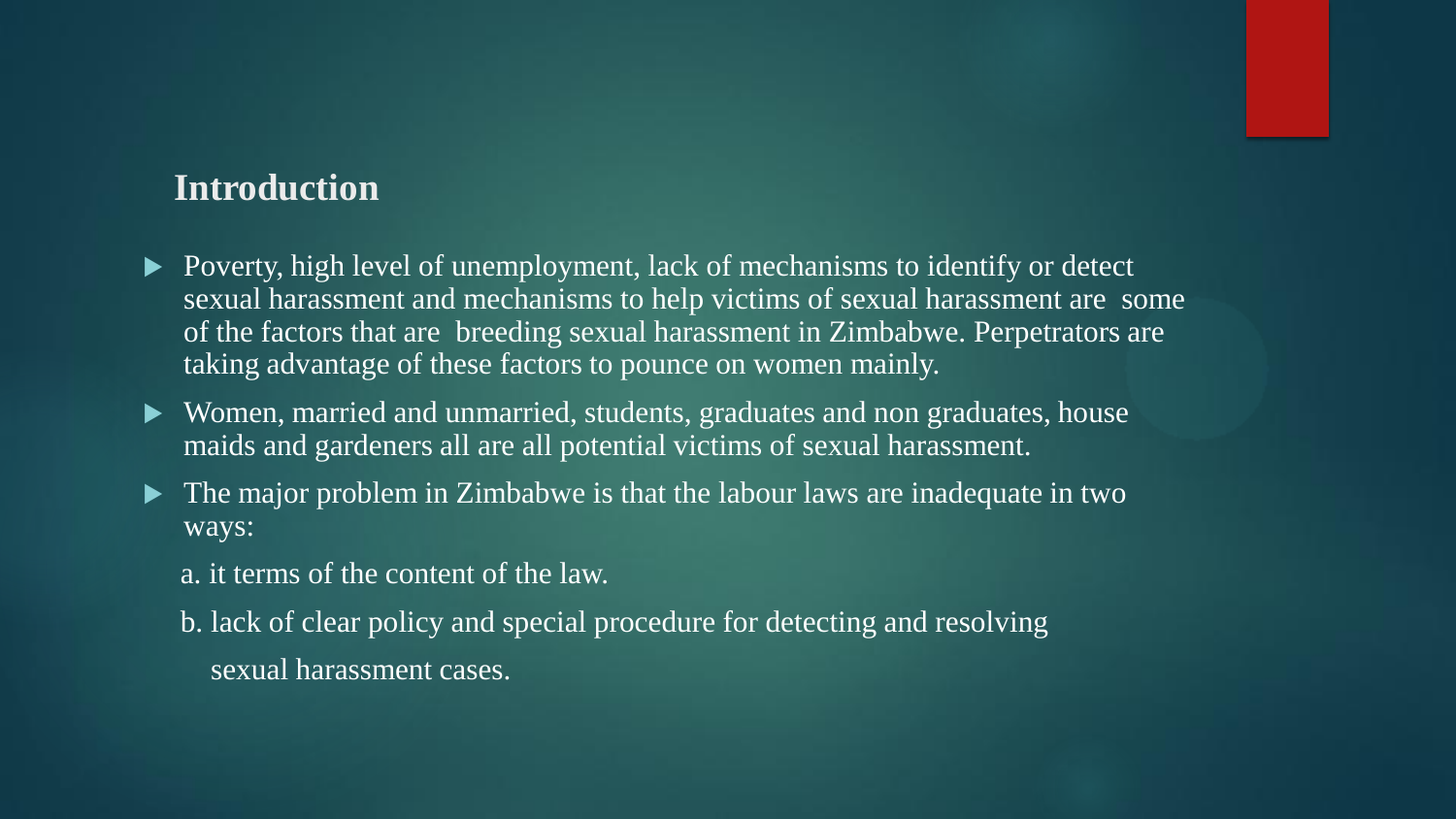## Introduction

- Poverty, high level of unemployment, lack of mechanisms to identify or detect sexual harassment and mechanisms to help victims of sexual harassment are some of the factors that are breeding sexual harassment in Zimbabwe. Perpetrators are taking advantage of these factors to pounce on women mainly.
- Women, married and unmarried, students, graduates and non graduates, house maids and gardeners all are all potential victims of sexual harassment.
- The major problem in Zimbabwe is that the labour laws are inadequate in two ways:

  a. it terms of the content of the law.

  b. lack of clear policy and special procedure for detecting and resolving sexual harassment cases.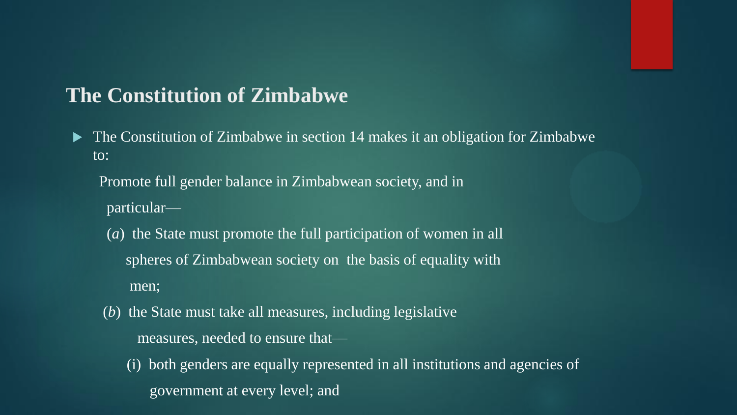## The Constitution of Zimbabwe

- The Constitution of Zimbabwe in section 14 makes it an obligation for Zimbabwe to:

  Promote full gender balance in Zimbabwean society, and in particular—

  (*a*) the State must promote the full participation of women in all spheres of Zimbabwean society on the basis of equality with men;

  (*b*) the State must take all measures, including legislative measures, needed to ensure that—

  (i) both genders are equally represented in all institutions and agencies of government at every level; and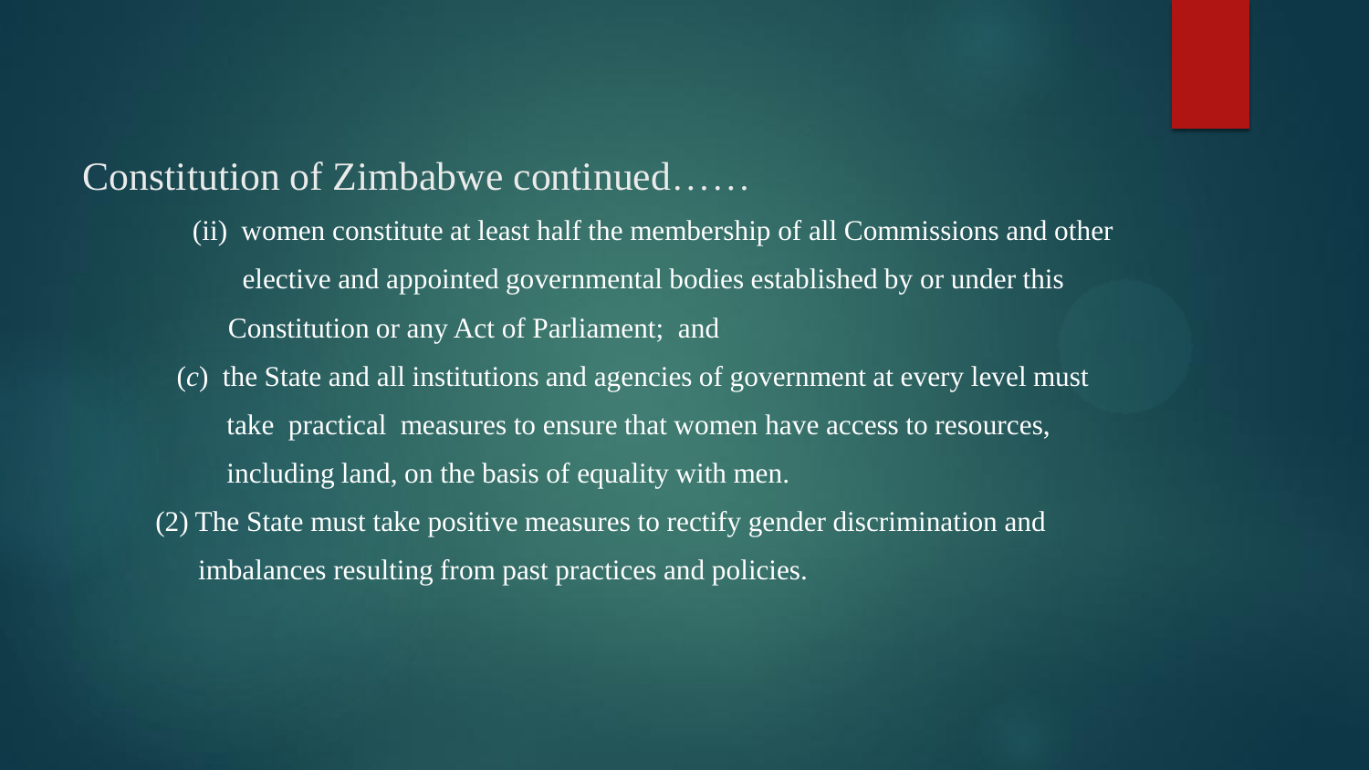## Constitution of Zimbabwe continued……

(ii) women constitute at least half the membership of all Commissions and other elective and appointed governmental bodies established by or under this Constitution or any Act of Parliament; and

(*c*) the State and all institutions and agencies of government at every level must take practical measures to ensure that women have access to resources, including land, on the basis of equality with men.

(2) The State must take positive measures to rectify gender discrimination and imbalances resulting from past practices and policies.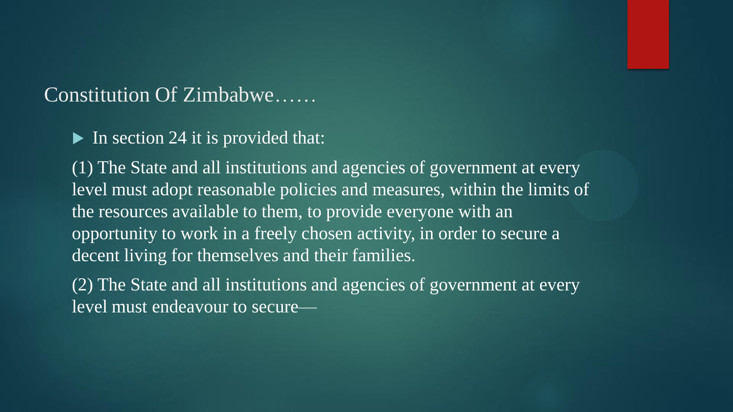## Constitution Of Zimbabwe……

- In section 24 it is provided that:

(1) The State and all institutions and agencies of government at every level must adopt reasonable policies and measures, within the limits of the resources available to them, to provide everyone with an opportunity to work in a freely chosen activity, in order to secure a decent living for themselves and their families.

(2) The State and all institutions and agencies of government at every level must endeavour to secure—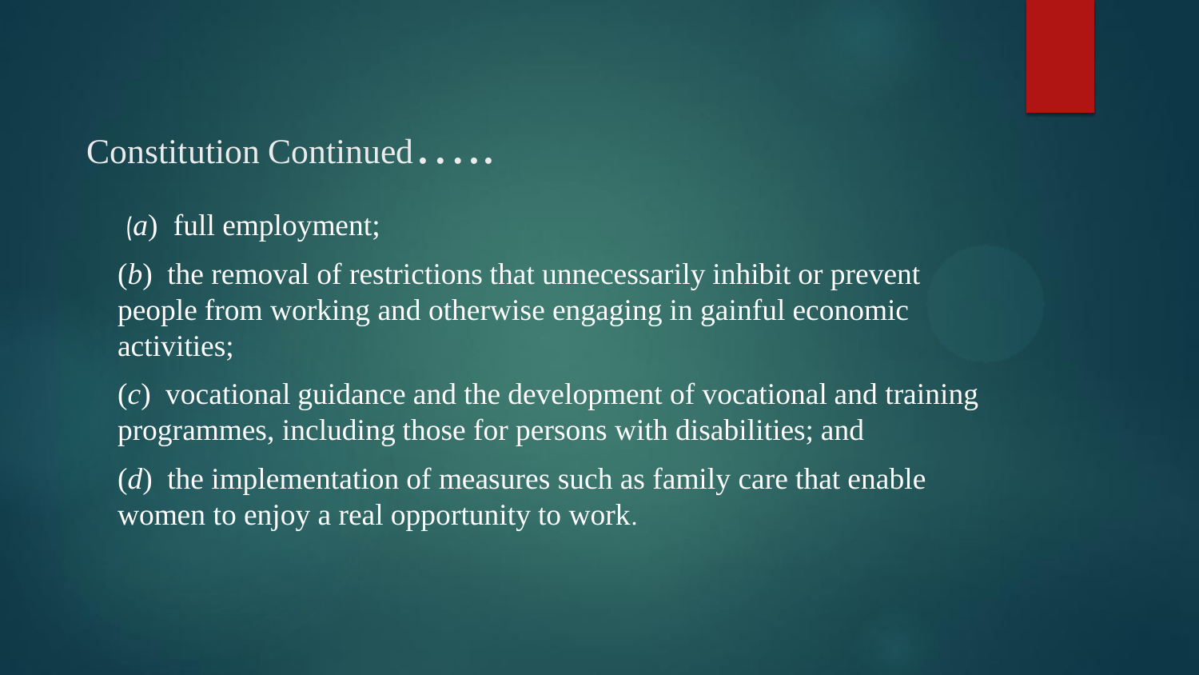## Constitution Continued…..

(*a*) full employment;

(*b*) the removal of restrictions that unnecessarily inhibit or prevent people from working and otherwise engaging in gainful economic activities;

(*c*) vocational guidance and the development of vocational and training programmes, including those for persons with disabilities; and

(*d*) the implementation of measures such as family care that enable women to enjoy a real opportunity to work.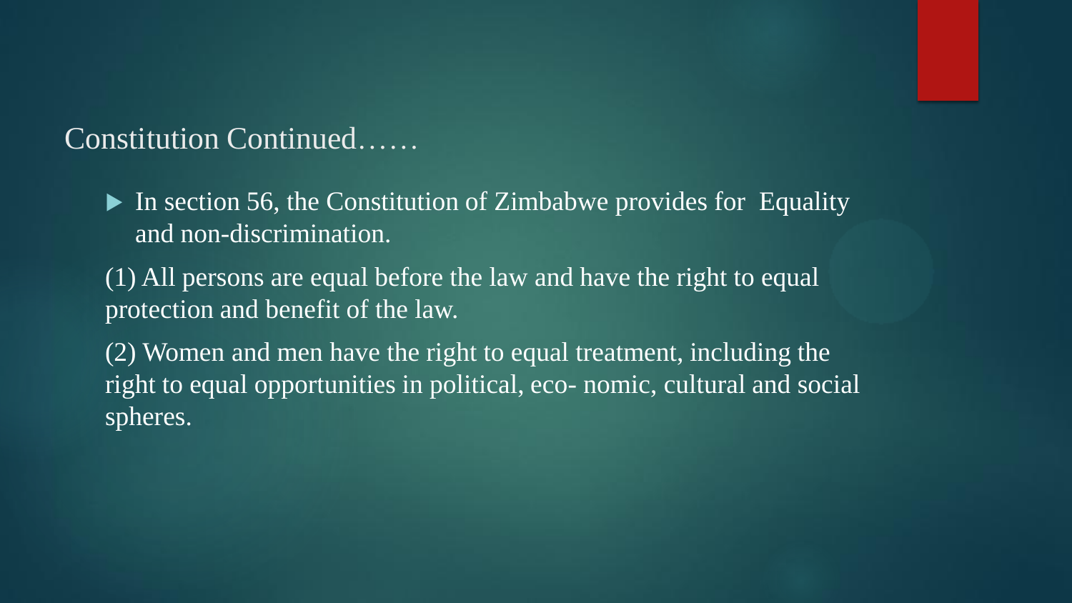## Constitution Continued……

- In section 56, the Constitution of Zimbabwe provides for Equality and non-discrimination.

(1) All persons are equal before the law and have the right to equal protection and benefit of the law.

(2) Women and men have the right to equal treatment, including the right to equal opportunities in political, eco- nomic, cultural and social spheres.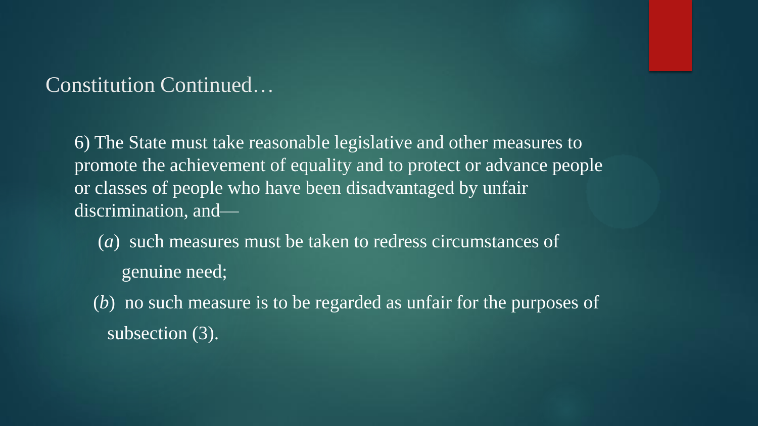## Constitution Continued…

6) The State must take reasonable legislative and other measures to promote the achievement of equality and to protect or advance people or classes of people who have been disadvantaged by unfair discrimination, and—

(*a*) such measures must be taken to redress circumstances of genuine need;

(*b*) no such measure is to be regarded as unfair for the purposes of subsection (3).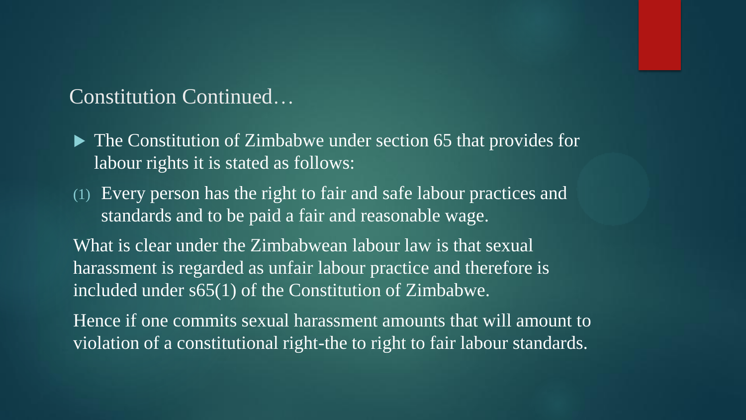## Constitution Continued…

- The Constitution of Zimbabwe under section 65 that provides for labour rights it is stated as follows:

(1) Every person has the right to fair and safe labour practices and standards and to be paid a fair and reasonable wage.

What is clear under the Zimbabwean labour law is that sexual harassment is regarded as unfair labour practice and therefore is included under s65(1) of the Constitution of Zimbabwe.

Hence if one commits sexual harassment amounts that will amount to violation of a constitutional right-the to right to fair labour standards.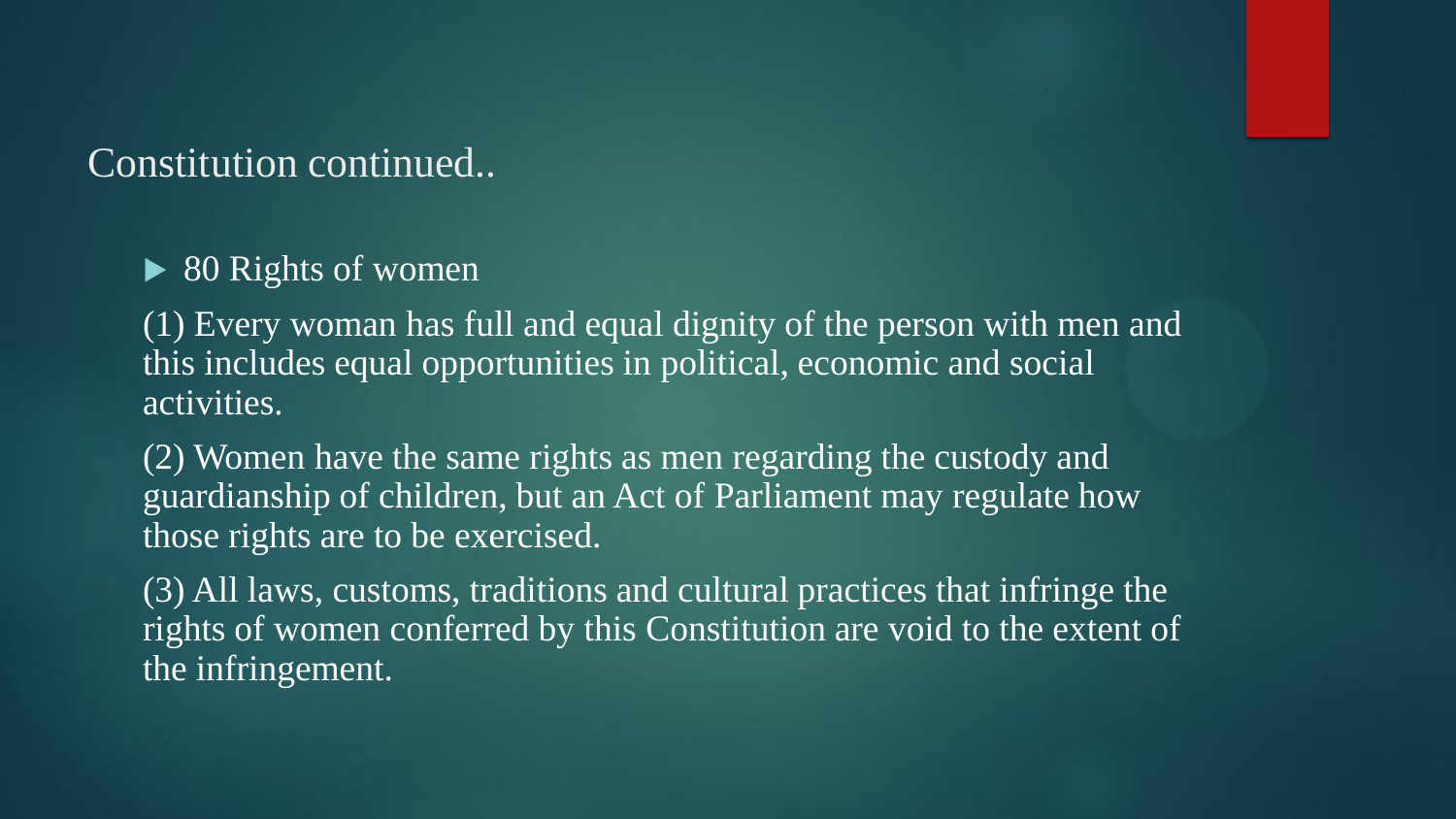## Constitution continued..

- 80 Rights of women

(1) Every woman has full and equal dignity of the person with men and this includes equal opportunities in political, economic and social activities.

(2) Women have the same rights as men regarding the custody and guardianship of children, but an Act of Parliament may regulate how those rights are to be exercised.

(3) All laws, customs, traditions and cultural practices that infringe the rights of women conferred by this Constitution are void to the extent of the infringement.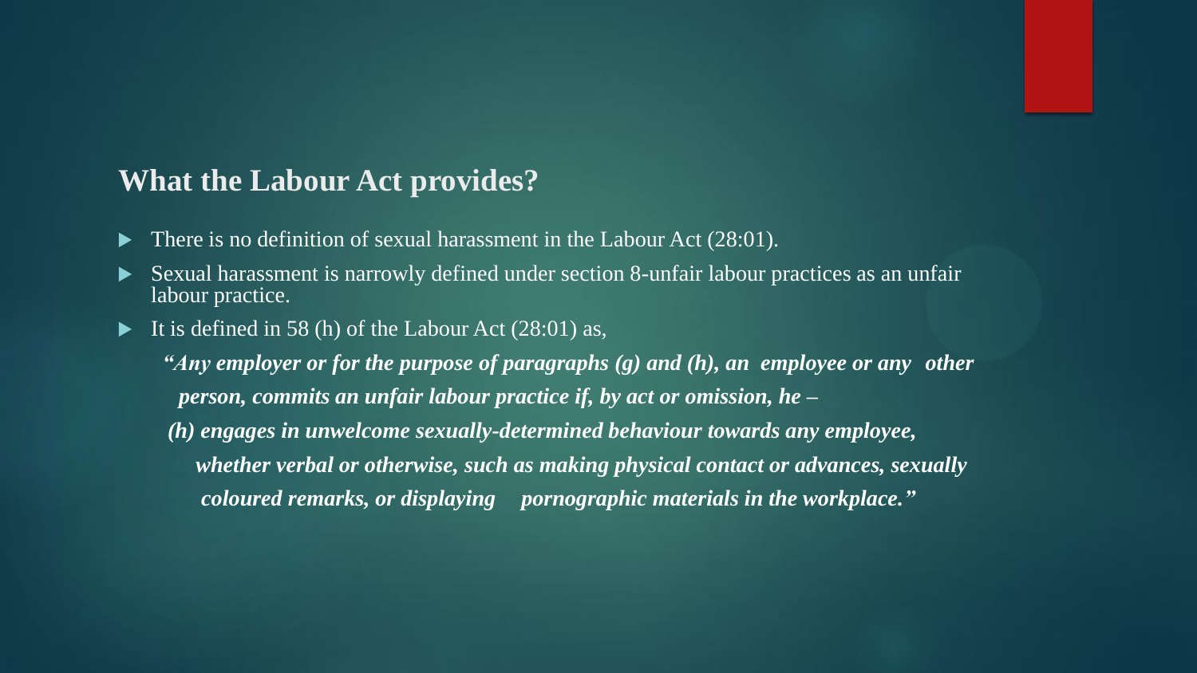## What the Labour Act provides?

- There is no definition of sexual harassment in the Labour Act (28:01).
- Sexual harassment is narrowly defined under section 8-unfair labour practices as an unfair labour practice.
- It is defined in 58 (h) of the Labour Act (28:01) as,

***"Any employer or for the purpose of paragraphs (g) and (h), an employee or any other person, commits an unfair labour practice if, by act or omission, he –***

***(h) engages in unwelcome sexually-determined behaviour towards any employee, whether verbal or otherwise, such as making physical contact or advances, sexually coloured remarks, or displaying pornographic materials in the workplace."***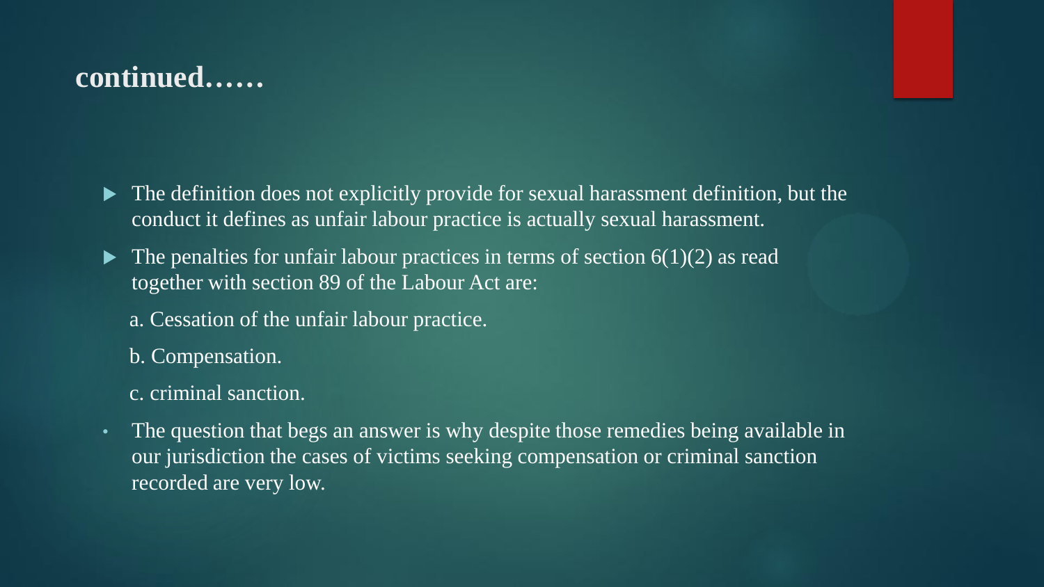## continued……

- The definition does not explicitly provide for sexual harassment definition, but the conduct it defines as unfair labour practice is actually sexual harassment.
- The penalties for unfair labour practices in terms of section 6(1)(2) as read together with section 89 of the Labour Act are:

  a. Cessation of the unfair labour practice.

  b. Compensation.

  c. criminal sanction.

- The question that begs an answer is why despite those remedies being available in our jurisdiction the cases of victims seeking compensation or criminal sanction recorded are very low.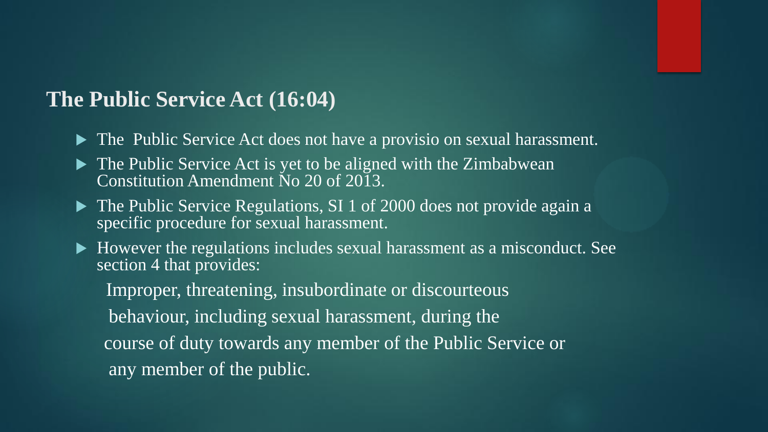## The Public Service Act (16:04)

- The Public Service Act does not have a provisio on sexual harassment.
- The Public Service Act is yet to be aligned with the Zimbabwean Constitution Amendment No 20 of 2013.
- The Public Service Regulations, SI 1 of 2000 does not provide again a specific procedure for sexual harassment.
- However the regulations includes sexual harassment as a misconduct. See section 4 that provides:

  Improper, threatening, insubordinate or discourteous behaviour, including sexual harassment, during the course of duty towards any member of the Public Service or any member of the public.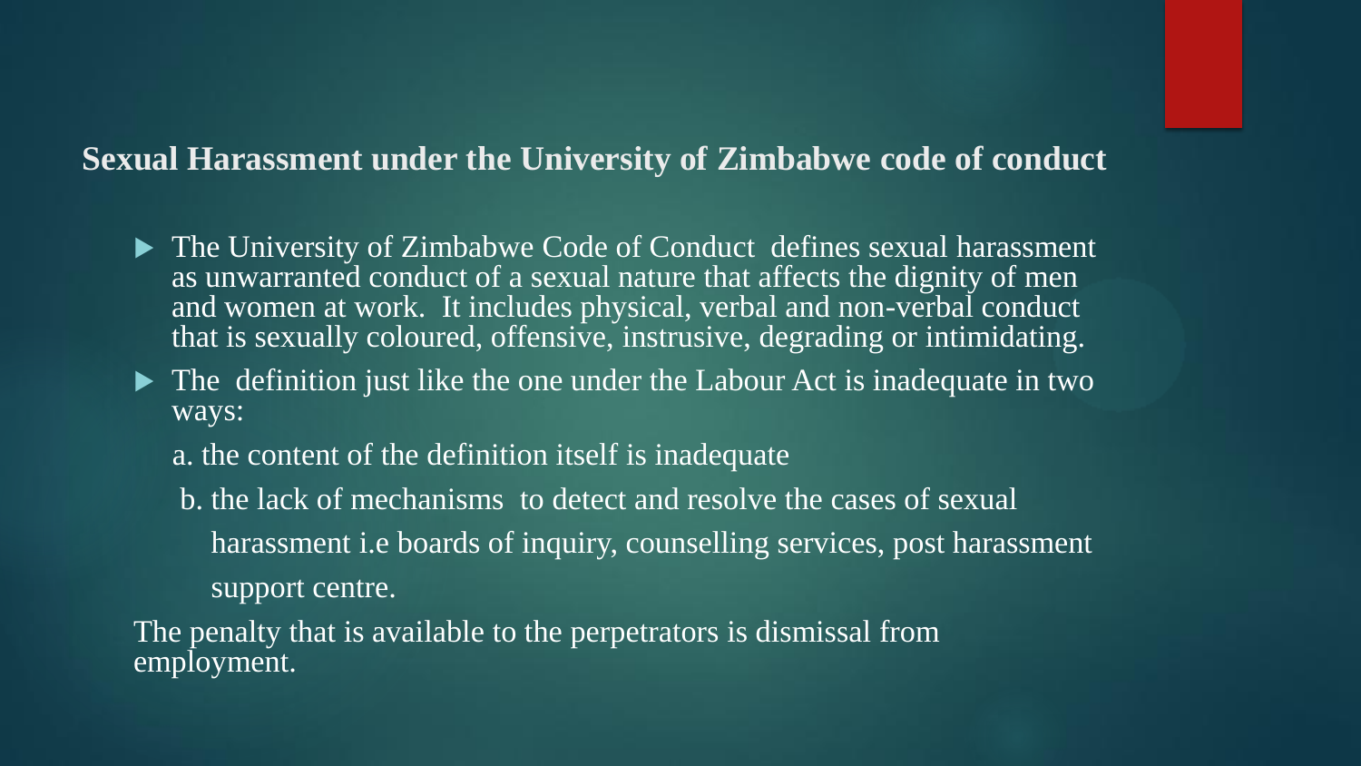## Sexual Harassment under the University of Zimbabwe code of conduct

- The University of Zimbabwe Code of Conduct defines sexual harassment as unwarranted conduct of a sexual nature that affects the dignity of men and women at work. It includes physical, verbal and non-verbal conduct that is sexually coloured, offensive, instrusive, degrading or intimidating.
- The definition just like the one under the Labour Act is inadequate in two ways:

  a. the content of the definition itself is inadequate

  b. the lack of mechanisms to detect and resolve the cases of sexual harassment i.e boards of inquiry, counselling services, post harassment support centre.

The penalty that is available to the perpetrators is dismissal from employment.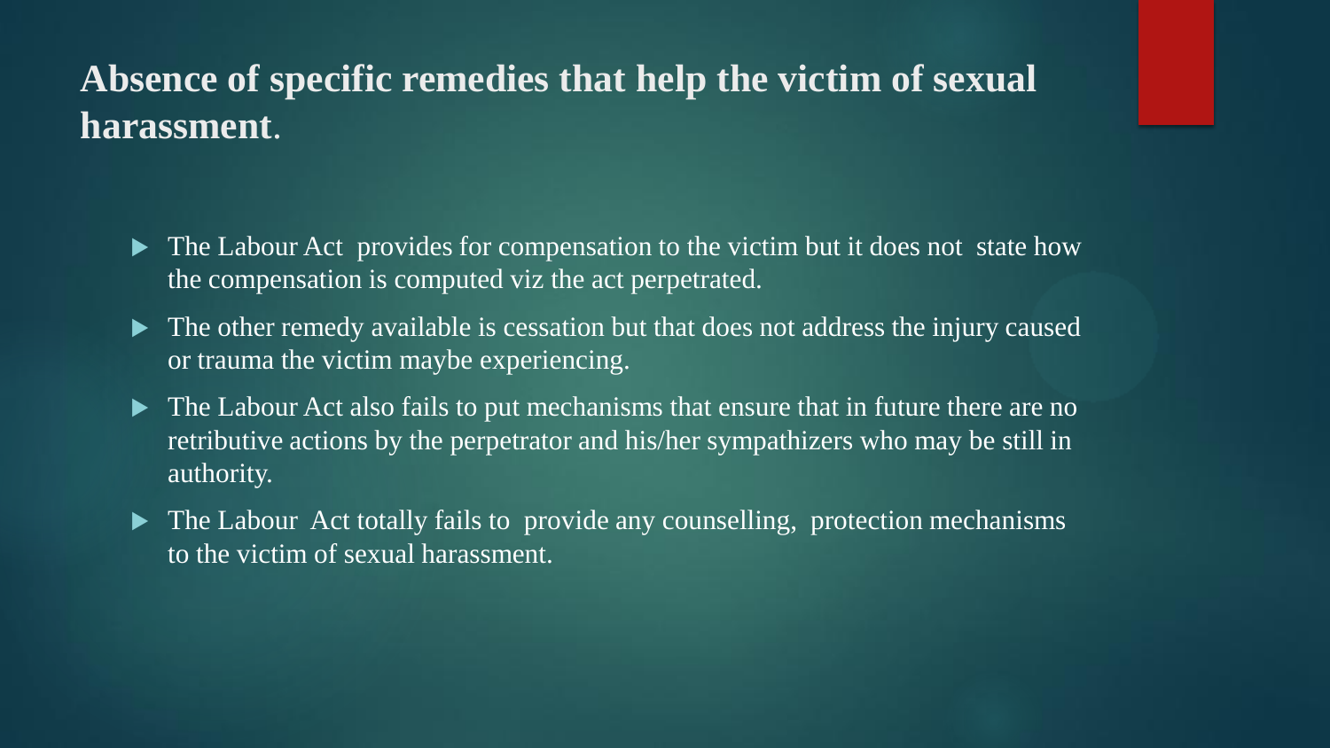## **Absence of specific remedies that help the victim of sexual harassment**.

- The Labour Act provides for compensation to the victim but it does not state how the compensation is computed viz the act perpetrated.
- The other remedy available is cessation but that does not address the injury caused or trauma the victim maybe experiencing.
- The Labour Act also fails to put mechanisms that ensure that in future there are no retributive actions by the perpetrator and his/her sympathizers who may be still in authority.
- The Labour Act totally fails to provide any counselling, protection mechanisms to the victim of sexual harassment.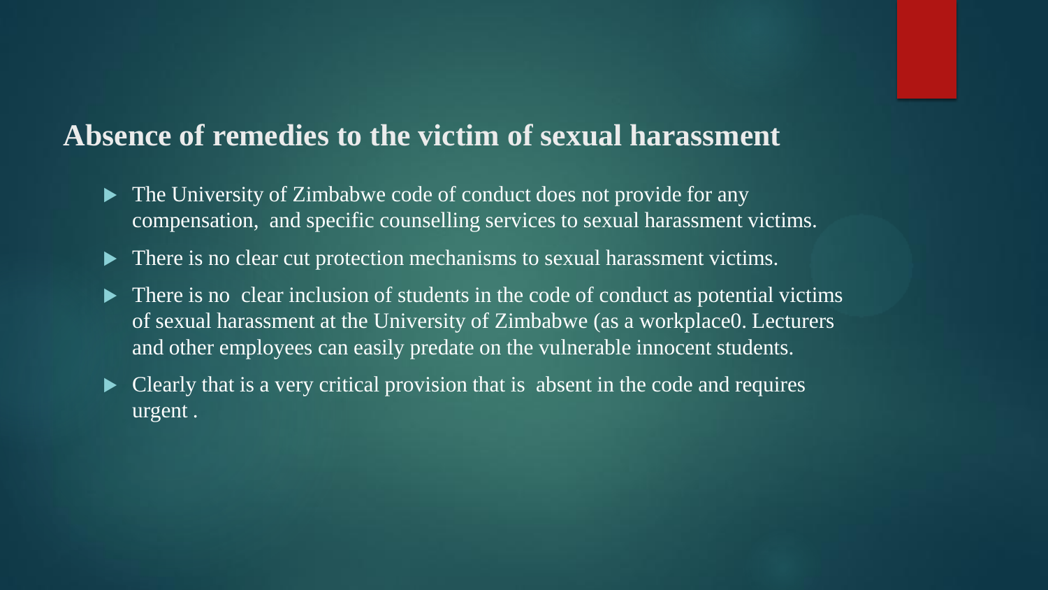## Absence of remedies to the victim of sexual harassment

- The University of Zimbabwe code of conduct does not provide for any compensation, and specific counselling services to sexual harassment victims.
- There is no clear cut protection mechanisms to sexual harassment victims.
- There is no clear inclusion of students in the code of conduct as potential victims of sexual harassment at the University of Zimbabwe (as a workplace0. Lecturers and other employees can easily predate on the vulnerable innocent students.
- Clearly that is a very critical provision that is absent in the code and requires urgent .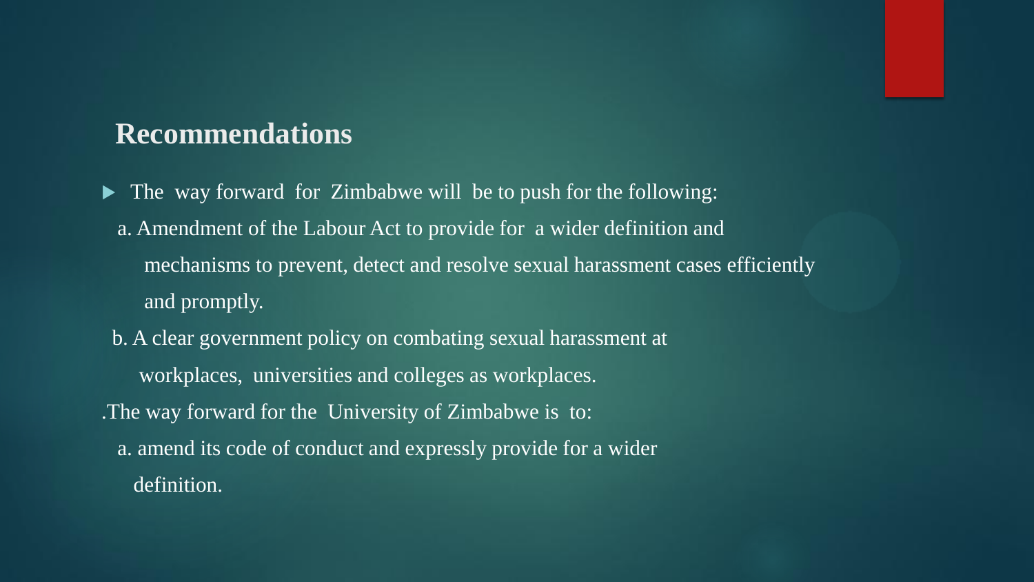## Recommendations

- The way forward for Zimbabwe will be to push for the following:

  a. Amendment of the Labour Act to provide for a wider definition and mechanisms to prevent, detect and resolve sexual harassment cases efficiently and promptly.

  b. A clear government policy on combating sexual harassment at workplaces, universities and colleges as workplaces.

.The way forward for the University of Zimbabwe is to:

  a. amend its code of conduct and expressly provide for a wider definition.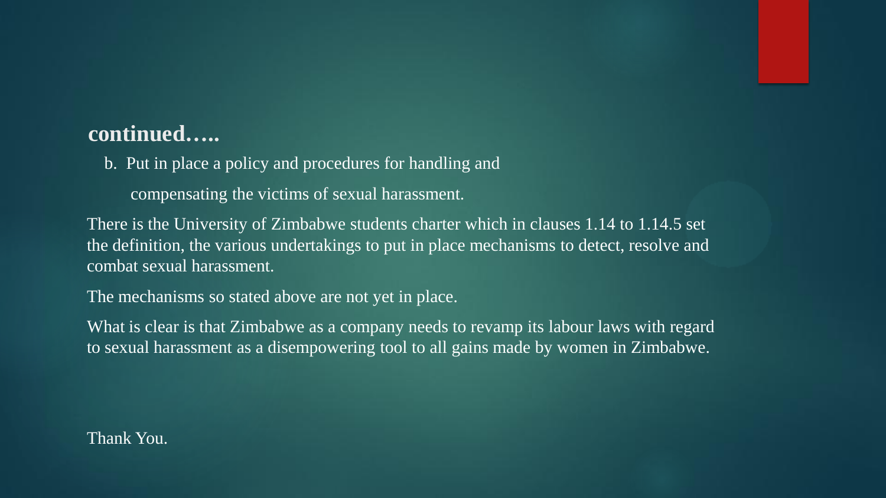## continued…..

b. Put in place a policy and procedures for handling and compensating the victims of sexual harassment.

There is the University of Zimbabwe students charter which in clauses 1.14 to 1.14.5 set the definition, the various undertakings to put in place mechanisms to detect, resolve and combat sexual harassment.

The mechanisms so stated above are not yet in place.

What is clear is that Zimbabwe as a company needs to revamp its labour laws with regard to sexual harassment as a disempowering tool to all gains made by women in Zimbabwe.

Thank You.